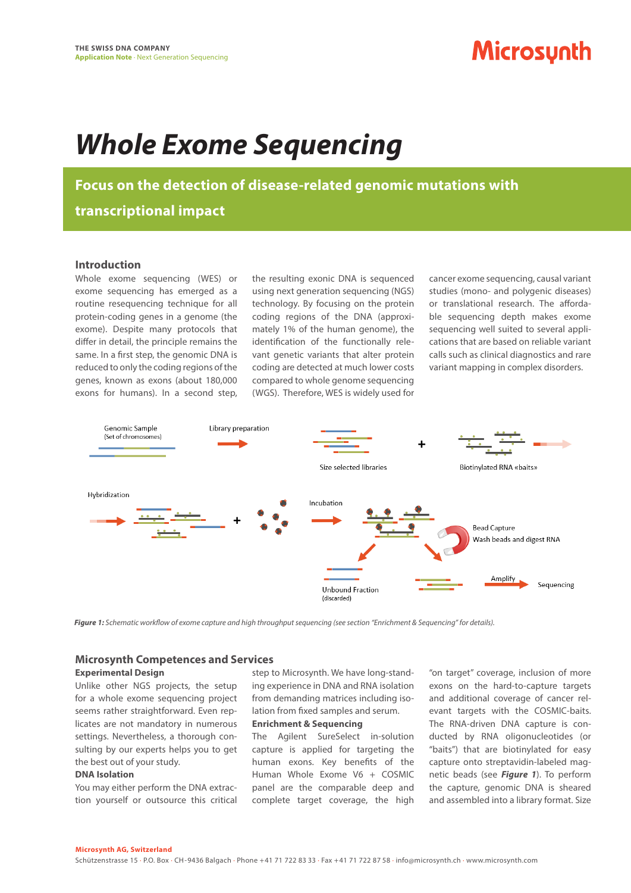THE SWISS DNA COMPANY
**Application Note** · Next Generation Sequencing

# *Whole Exome Sequencing*

## Focus on the detection of disease-related genomic mutations with transcriptional impact

### Introduction

Whole exome sequencing (WES) or exome sequencing has emerged as a routine resequencing technique for all protein-coding genes in a genome (the exome). Despite many protocols that differ in detail, the principle remains the same. In a first step, the genomic DNA is reduced to only the coding regions of the genes, known as exons (about 180,000 exons for humans). In a second step, the resulting exonic DNA is sequenced using next generation sequencing (NGS) technology. By focusing on the protein coding regions of the DNA (approximately 1% of the human genome), the identification of the functionally relevant genetic variants that alter protein coding are detected at much lower costs compared to whole genome sequencing (WGS). Therefore, WES is widely used for cancer exome sequencing, causal variant studies (mono- and polygenic diseases) or translational research. The affordable sequencing depth makes exome sequencing well suited to several applications that are based on reliable variant calls such as clinical diagnostics and rare variant mapping in complex disorders.

Genomic Sample (Set of chromosomes) → Library preparation → Size selected libraries + Biotinylated RNA «baits» → Hybridization + → Incubation → Bead Capture: Wash beads and digest RNA → Unbound Fraction (discarded) / Amplify → Sequencing

*__Figure 1:__ Schematic workflow of exome capture and high throughput sequencing (see section "Enrichment & Sequencing" for details).*

### Microsynth Competences and Services

**Experimental Design**

Unlike other NGS projects, the setup for a whole exome sequencing project seems rather straightforward. Even replicates are not mandatory in numerous settings. Nevertheless, a thorough consulting by our experts helps you to get the best out of your study.

**DNA Isolation**

You may either perform the DNA extraction yourself or outsource this critical step to Microsynth. We have long-standing experience in DNA and RNA isolation from demanding matrices including isolation from fixed samples and serum.

**Enrichment & Sequencing**

The Agilent SureSelect in-solution capture is applied for targeting the human exons. Key benefits of the Human Whole Exome V6 + COSMIC panel are the comparable deep and complete target coverage, the high "on target" coverage, inclusion of more exons on the hard-to-capture targets and additional coverage of cancer relevant targets with the COSMIC-baits. The RNA-driven DNA capture is conducted by RNA oligonucleotides (or "baits") that are biotinylated for easy capture onto streptavidin-labeled magnetic beads (see ***Figure 1***). To perform the capture, genomic DNA is sheared and assembled into a library format. Size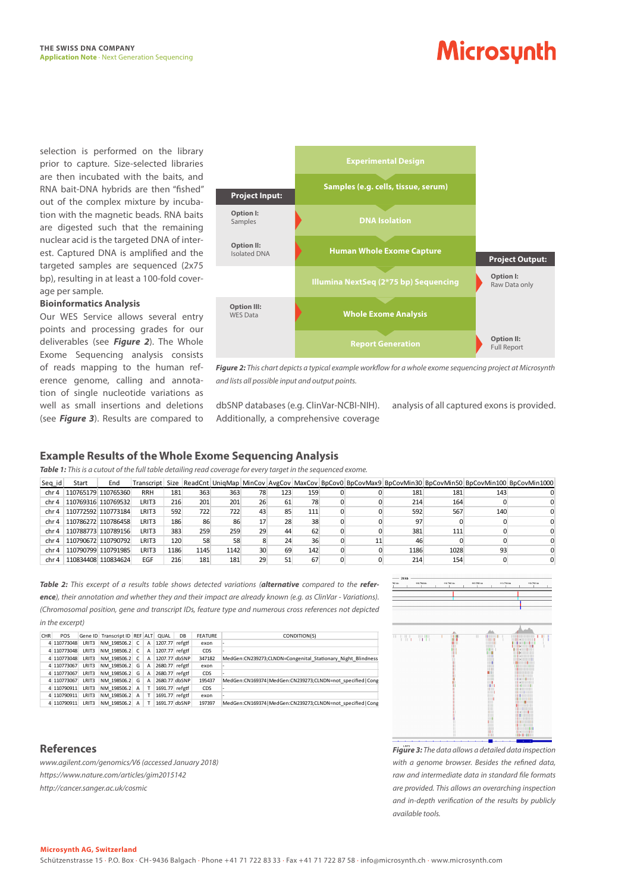selection is performed on the library prior to capture. Size-selected libraries are then incubated with the baits, and RNA bait-DNA hybrids are then "fished" out of the complex mixture by incubation with the magnetic beads. RNA baits are digested such that the remaining nuclear acid is the targeted DNA of interest. Captured DNA is amplified and the targeted samples are sequenced (2x75 bp), resulting in at least a 100-fold coverage per sample.

**Bioinformatics Analysis**

Our WES Service allows several entry points and processing grades for our deliverables (see ***Figure 2***). The Whole Exome Sequencing analysis consists of reads mapping to the human reference genome, calling and annotation of single nucleotide variations as well as small insertions and deletions (see ***Figure 3***). Results are compared to dbSNP databases (e.g. ClinVar-NCBI-NIH). Additionally, a comprehensive coverage analysis of all captured exons is provided.

Project Input:
Option I: Samples
Option II: Isolated DNA
Option III: WES Data

Experimental Design
Samples (e.g. cells, tissue, serum)
DNA Isolation
Human Whole Exome Capture
Illumina NextSeq (2*75 bp) Sequencing
Whole Exome Analysis
Report Generation

Project Output:
Option I: Raw Data only
Option II: Full Report

***Figure 2:*** *This chart depicts a typical example workflow for a whole exome sequencing project at Microsynth and lists all possible input and output points.*

## Example Results of the Whole Exome Sequencing Analysis

***Table 1:*** *This is a cutout of the full table detailing read coverage for every target in the sequenced exome.*

| Seq_id | Start | End | Transcript | Size | ReadCnt | UniqMap | MinCov | AvgCov | MaxCov | BpCov0 | BpCovMax9 | BpCovMin30 | BpCovMin50 | BpCovMin100 | BpCovMin1000 |
|---|---|---|---|---|---|---|---|---|---|---|---|---|---|---|---|
| chr 4 | 110765179 | 110765360 | RRH | 181 | 363 | 363 | 78 | 123 | 159 | 0 | 0 | 181 | 181 | 143 | 0 |
| chr 4 | 110769316 | 110769532 | LRIT3 | 216 | 201 | 201 | 26 | 61 | 78 | 0 | 0 | 214 | 164 | 0 | 0 |
| chr 4 | 110772592 | 110773184 | LRIT3 | 592 | 722 | 722 | 43 | 85 | 111 | 0 | 0 | 592 | 567 | 140 | 0 |
| chr 4 | 110786272 | 110786458 | LRIT3 | 186 | 86 | 86 | 17 | 28 | 38 | 0 | 0 | 97 | 0 | 0 | 0 |
| chr 4 | 110788773 | 110789156 | LRIT3 | 383 | 259 | 259 | 29 | 44 | 62 | 0 | 0 | 381 | 111 | 0 | 0 |
| chr 4 | 110790672 | 110790792 | LRIT3 | 120 | 58 | 58 | 8 | 24 | 36 | 0 | 11 | 46 | 0 | 0 | 0 |
| chr 4 | 110790799 | 110791985 | LRIT3 | 1186 | 1145 | 1142 | 30 | 69 | 142 | 0 | 0 | 1186 | 1028 | 93 | 0 |
| chr 4 | 110834408 | 110834624 | EGF | 216 | 181 | 181 | 29 | 51 | 67 | 0 | 0 | 214 | 154 | 0 | 0 |

***Table 2:*** *This excerpt of a results table shows detected variations (**alternative** compared to the **reference**), their annotation and whether they and their impact are already known (e.g. as ClinVar - Variations). (Chromosomal position, gene and transcript IDs, feature type and numerous cross references not depicted in the excerpt)*

| CHR | POS | Gene ID | Transcript ID | REF | ALT | QUAL | DB | FEATURE | CONDITION(S) |
|---|---|---|---|---|---|---|---|---|---|
| 4 | 110773048 | LRIT3 | NM_198506.2 | C | A | 1207.77 | refgtf | exon | - |
| 4 | 110773048 | LRIT3 | NM_198506.2 | C | A | 1207.77 | refgtf | CDS | - |
| 4 | 110773048 | LRIT3 | NM_198506.2 | C | A | 1207.77 | dbSNP | 347182 | MedGen:CN239273;CLNDN=Congenital_Stationary_Night_Blindness |
| 4 | 110773067 | LRIT3 | NM_198506.2 | G | A | 2680.77 | refgtf | exon | - |
| 4 | 110773067 | LRIT3 | NM_198506.2 | G | A | 2680.77 | refgtf | CDS | - |
| 4 | 110773067 | LRIT3 | NM_198506.2 | G | A | 2680.77 | dbSNP | 195437 | MedGen:CN169374\|MedGen:CN239273;CLNDN=not_specified\|Cong |
| 4 | 110790911 | LRIT3 | NM_198506.2 | A | T | 1691.77 | refgtf | CDS | - |
| 4 | 110790911 | LRIT3 | NM_198506.2 | A | T | 1691.77 | refgtf | exon | - |
| 4 | 110790911 | LRIT3 | NM_198506.2 | A | T | 1691.77 | dbSNP | 197397 | MedGen:CN169374\|MedGen:CN239273;CLNDN=not_specified\|Cong |

***Figure 3:*** *The data allows a detailed data inspection with a genome browser. Besides the refined data, raw and intermediate data in standard file formats are provided. This allows an overarching inspection and in-depth verification of the results by publicly available tools.*

## References

*www.agilent.com/genomics/V6 (accessed January 2018)*
*https://www.nature.com/articles/gim2015142*
*http://cancer.sanger.ac.uk/cosmic*

**Microsynth AG, Switzerland**
Schützenstrasse 15 · P.O. Box · CH-9436 Balgach · Phone +41 71 722 83 33 · Fax +41 71 722 87 58 · info@microsynth.ch · www.microsynth.com